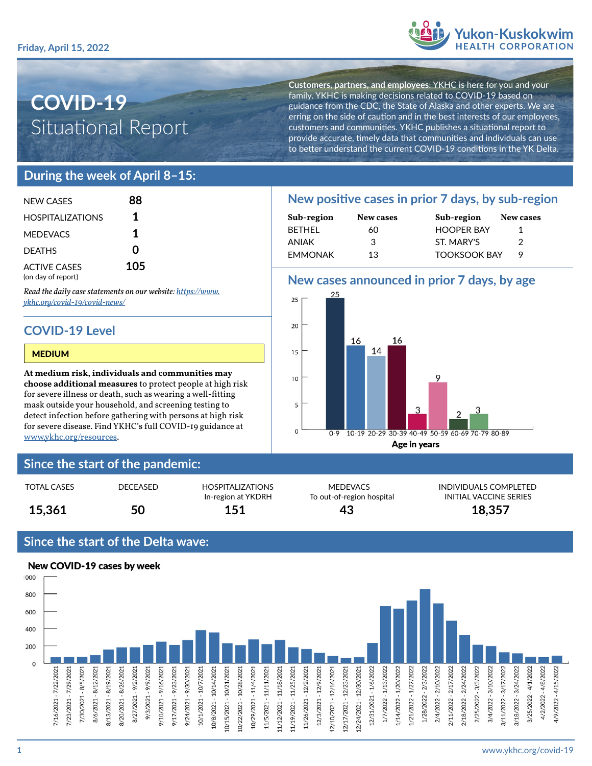Friday, April 15, 2022

Yukon-Kuskokwim HEALTH CORPORATION

# COVID-19 Situational Report

**Customers, partners, and employees**: YKHC is here for you and your family. YKHC is making decisions related to COVID-19 based on guidance from the CDC, the State of Alaska and other experts. We are erring on the side of caution and in the best interests of our employees, customers and communities. YKHC publishes a situational report to provide accurate, timely data that communities and individuals can use to better understand the current COVID-19 conditions in the YK Delta.

## During the week of April 8–15:

| | |
|---|---|
| NEW CASES | 88 |
| HOSPITALIZATIONS | 1 |
| MEDEVACS | 1 |
| DEATHS | 0 |
| ACTIVE CASES (on day of report) | 105 |

*Read the daily case statements on our website: https://www.ykhc.org/covid-19/covid-news/*

### COVID-19 Level

**MEDIUM**

**At medium risk, individuals and communities may choose additional measures** to protect people at high risk for severe illness or death, such as wearing a well-fitting mask outside your household, and screening testing to detect infection before gathering with persons at high risk for severe disease. Find YKHC's full COVID-19 guidance at www.ykhc.org/resources.

### New positive cases in prior 7 days, by sub-region

| Sub-region | New cases | Sub-region | New cases |
|---|---|---|---|
| BETHEL | 60 | HOOPER BAY | 1 |
| ANIAK | 3 | ST. MARY'S | 2 |
| EMMONAK | 13 | TOOKSOOK BAY | 9 |

### New cases announced in prior 7 days, by age

| Age in years | New cases |
|---|---|
| 0-9 | 25 |
| 10-19 | 16 |
| 20-29 | 14 |
| 30-39 | 16 |
| 40-49 | 3 |
| 50-59 | 9 |
| 60-69 | 2 |
| 70-79 | 3 |
| 80-89 | |

## Since the start of the pandemic:

| TOTAL CASES | DECEASED | HOSPITALIZATIONS In-region at YKDRH | MEDEVACS To out-of-region hospital | INDIVIDUALS COMPLETED INITIAL VACCINE SERIES |
|---|---|---|---|---|
| 15,361 | 50 | 151 | 43 | 18,357 |

## Since the start of the Delta wave:

**New COVID-19 cases by week**

Weekly bar chart (y-axis 0–1000) for weeks 7/16/2021 - 7/22/2021 through 4/9/2022 - 4/15/2022.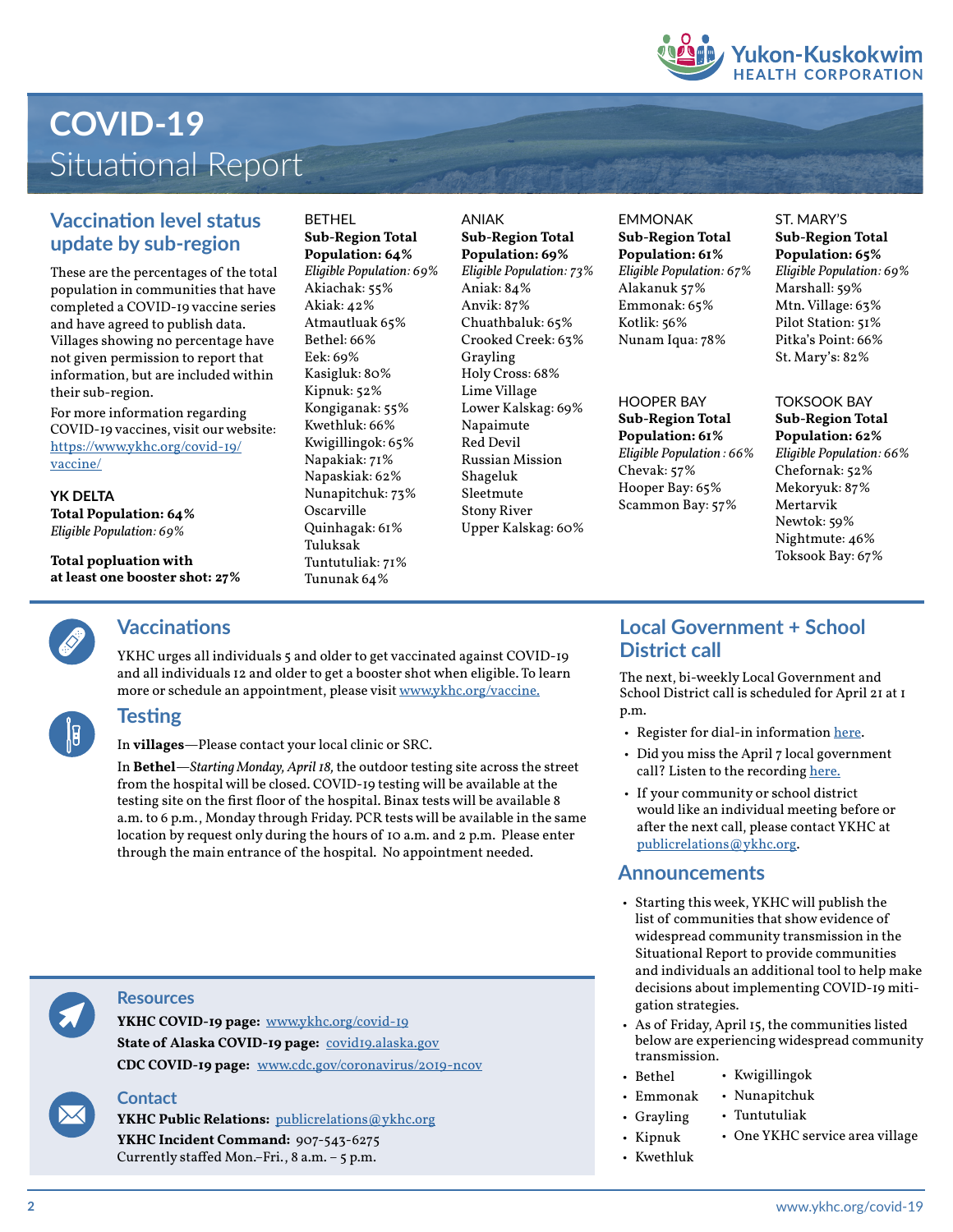# COVID-19 Situational Report

## Vaccination level status update by sub-region

These are the percentages of the total population in communities that have completed a COVID-19 vaccine series and have agreed to publish data. Villages showing no percentage have not given permission to report that information, but are included within their sub-region.

For more information regarding COVID-19 vaccines, visit our website: https://www.ykhc.org/covid-19/vaccine/

**YK DELTA**
**Total Population: 64%**
*Eligible Population: 69%*

**Total popluation with at least one booster shot: 27%**

### BETHEL
**Sub-Region Total Population: 64%**
*Eligible Population: 69%*

Akiachak: 55%
Akiak: 42%
Atmautluak 65%
Bethel: 66%
Eek: 69%
Kasigluk: 80%
Kipnuk: 52%
Kongiganak: 55%
Kwethluk: 66%
Kwigillingok: 65%
Napakiak: 71%
Napaskiak: 62%
Nunapitchuk: 73%
Oscarville
Quinhagak: 61%
Tuluksak
Tuntutuliak: 71%
Tununak 64%

### ANIAK
**Sub-Region Total Population: 69%**
*Eligible Population: 73%*

Aniak: 84%
Anvik: 87%
Chuathbaluk: 65%
Crooked Creek: 63%
Grayling
Holy Cross: 68%
Lime Village
Lower Kalskag: 69%
Napaimute
Red Devil
Russian Mission
Shageluk
Sleetmute
Stony River
Upper Kalskag: 60%

### EMMONAK
**Sub-Region Total Population: 61%**
*Eligible Population: 67%*

Alakanuk 57%
Emmonak: 65%
Kotlik: 56%
Nunam Iqua: 78%

### HOOPER BAY
**Sub-Region Total Population: 61%**
*Eligible Population : 66%*

Chevak: 57%
Hooper Bay: 65%
Scammon Bay: 57%

### ST. MARY'S
**Sub-Region Total Population: 65%**
*Eligible Population: 69%*

Marshall: 59%
Mtn. Village: 63%
Pilot Station: 51%
Pitka's Point: 66%
St. Mary's: 82%

### TOKSOOK BAY
**Sub-Region Total Population: 62%**
*Eligible Population: 66%*

Chefornak: 52%
Mekoryuk: 87%
Mertarvik
Newtok: 59%
Nightmute: 46%
Toksook Bay: 67%

## Vaccinations

YKHC urges all individuals 5 and older to get vaccinated against COVID-19 and all individuals 12 and older to get a booster shot when eligible. To learn more or schedule an appointment, please visit www.ykhc.org/vaccine.

## Testing

In **villages**—Please contact your local clinic or SRC.

In **Bethel**—*Starting Monday, April 18,* the outdoor testing site across the street from the hospital will be closed. COVID-19 testing will be available at the testing site on the first floor of the hospital. Binax tests will be available 8 a.m. to 6 p.m., Monday through Friday. PCR tests will be available in the same location by request only during the hours of 10 a.m. and 2 p.m. Please enter through the main entrance of the hospital. No appointment needed.

## Local Government + School District call

The next, bi-weekly Local Government and School District call is scheduled for April 21 at 1 p.m.

- Register for dial-in information here.
- Did you miss the April 7 local government call? Listen to the recording here.
- If your community or school district would like an individual meeting before or after the next call, please contact YKHC at publicrelations@ykhc.org.

## Announcements

- Starting this week, YKHC will publish the list of communities that show evidence of widespread community transmission in the Situational Report to provide communities and individuals an additional tool to help make decisions about implementing COVID-19 mitigation strategies.
- As of Friday, April 15, the communities listed below are experiencing widespread community transmission.
- Bethel
- Emmonak
- Grayling
- Kipnuk
- Kwethluk
- Kwigillingok
- Nunapitchuk
- Tuntutuliak
- One YKHC service area village

## Resources

**YKHC COVID-19 page:** www.ykhc.org/covid-19
**State of Alaska COVID-19 page:** covid19.alaska.gov
**CDC COVID-19 page:** www.cdc.gov/coronavirus/2019-ncov

## Contact

**YKHC Public Relations:** publicrelations@ykhc.org
**YKHC Incident Command:** 907-543-6275
Currently staffed Mon.–Fri., 8 a.m. – 5 p.m.